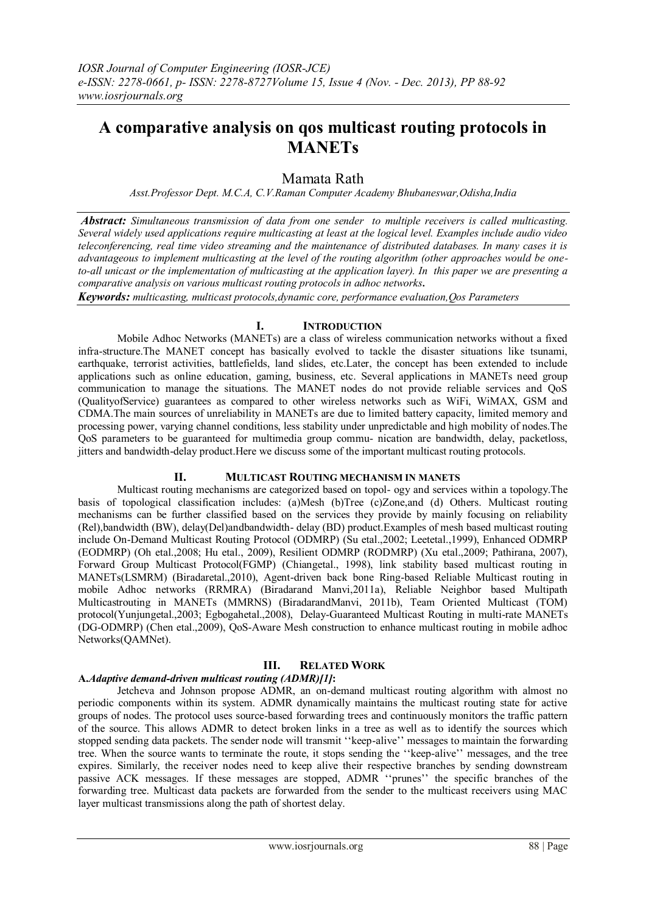# A comparative analysis on qos multicast routing protocols in MANETs

Mamata Rath

*Asst.Professor Dept. M.C.A, C.V.Raman Computer Academy Bhubaneswar,Odisha,India*

***Abstract:*** *Simultaneous transmission of data from one sender to multiple receivers is called multicasting. Several widely used applications require multicasting at least at the logical level. Examples include audio video teleconferencing, real time video streaming and the maintenance of distributed databases. In many cases it is advantageous to implement multicasting at the level of the routing algorithm (other approaches would be one-to-all unicast or the implementation of multicasting at the application layer). In this paper we are presenting a comparative analysis on various multicast routing protocols in adhoc networks***.**

***Keywords:*** *multicasting, multicast protocols,dynamic core, performance evaluation,Qos Parameters*

## I. Introduction

Mobile Adhoc Networks (MANETs) are a class of wireless communication networks without a fixed infra-structure.The MANET concept has basically evolved to tackle the disaster situations like tsunami, earthquake, terrorist activities, battlefields, land slides, etc.Later, the concept has been extended to include applications such as online education, gaming, business, etc. Several applications in MANETs need group communication to manage the situations. The MANET nodes do not provide reliable services and QoS (QualityofService) guarantees as compared to other wireless networks such as WiFi, WiMAX, GSM and CDMA.The main sources of unreliability in MANETs are due to limited battery capacity, limited memory and processing power, varying channel conditions, less stability under unpredictable and high mobility of nodes.The QoS parameters to be guaranteed for multimedia group commu- nication are bandwidth, delay, packetloss, jitters and bandwidth-delay product.Here we discuss some of the important multicast routing protocols.

## II. Multicast Routing mechanism in manets

Multicast routing mechanisms are categorized based on topol- ogy and services within a topology.The basis of topological classification includes: (a)Mesh (b)Tree (c)Zone,and (d) Others. Multicast routing mechanisms can be further classified based on the services they provide by mainly focusing on reliability (Rel),bandwidth (BW), delay(Del)andbandwidth- delay (BD) product.Examples of mesh based multicast routing include On-Demand Multicast Routing Protocol (ODMRP) (Su etal.,2002; Leetetal.,1999), Enhanced ODMRP (EODMRP) (Oh etal.,2008; Hu etal., 2009), Resilient ODMRP (RODMRP) (Xu etal.,2009; Pathirana, 2007), Forward Group Multicast Protocol(FGMP) (Chiangetal., 1998), link stability based multicast routing in MANETs(LSMRM) (Biradaretal.,2010), Agent-driven back bone Ring-based Reliable Multicast routing in mobile Adhoc networks (RRMRA) (Biradarand Manvi,2011a), Reliable Neighbor based Multipath Multicastrouting in MANETs (MMRNS) (BiradarandManvi, 2011b), Team Oriented Multicast (TOM) protocol(Yunjungetal.,2003; Egbogahetal.,2008), Delay-Guaranteed Multicast Routing in multi-rate MANETs (DG-ODMRP) (Chen etal.,2009), QoS-Aware Mesh construction to enhance multicast routing in mobile adhoc Networks(QAMNet).

## III. Related Work

### A. *Adaptive demand-driven multicast routing (ADMR)[1]*:

Jetcheva and Johnson propose ADMR, an on-demand multicast routing algorithm with almost no periodic components within its system. ADMR dynamically maintains the multicast routing state for active groups of nodes. The protocol uses source-based forwarding trees and continuously monitors the traffic pattern of the source. This allows ADMR to detect broken links in a tree as well as to identify the sources which stopped sending data packets. The sender node will transmit ''keep-alive'' messages to maintain the forwarding tree. When the source wants to terminate the route, it stops sending the ''keep-alive'' messages, and the tree expires. Similarly, the receiver nodes need to keep alive their respective branches by sending downstream passive ACK messages. If these messages are stopped, ADMR ''prunes'' the specific branches of the forwarding tree. Multicast data packets are forwarded from the sender to the multicast receivers using MAC layer multicast transmissions along the path of shortest delay.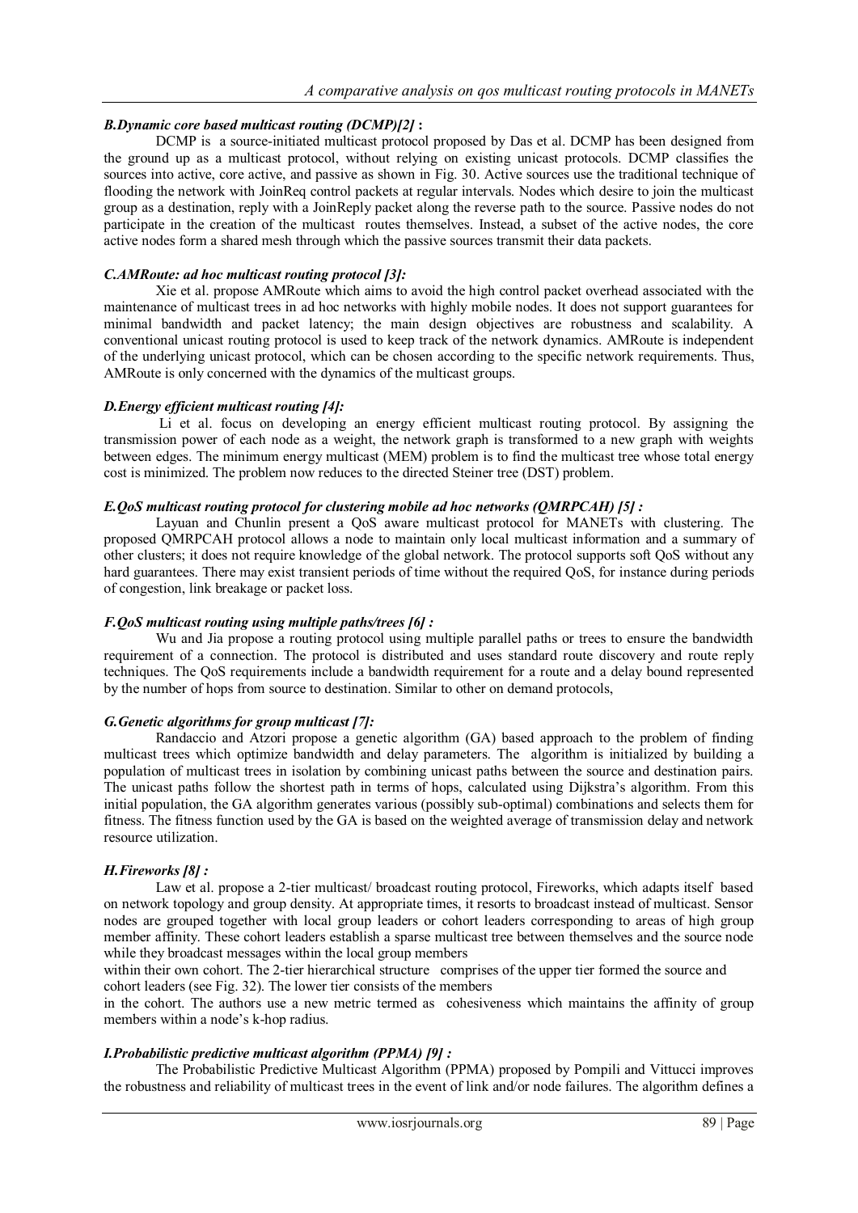### *B.Dynamic core based multicast routing (DCMP)[2]* :

DCMP is a source-initiated multicast protocol proposed by Das et al. DCMP has been designed from the ground up as a multicast protocol, without relying on existing unicast protocols. DCMP classifies the sources into active, core active, and passive as shown in Fig. 30. Active sources use the traditional technique of flooding the network with JoinReq control packets at regular intervals. Nodes which desire to join the multicast group as a destination, reply with a JoinReply packet along the reverse path to the source. Passive nodes do not participate in the creation of the multicast routes themselves. Instead, a subset of the active nodes, the core active nodes form a shared mesh through which the passive sources transmit their data packets.

### *C.AMRoute: ad hoc multicast routing protocol [3]:*

Xie et al. propose AMRoute which aims to avoid the high control packet overhead associated with the maintenance of multicast trees in ad hoc networks with highly mobile nodes. It does not support guarantees for minimal bandwidth and packet latency; the main design objectives are robustness and scalability. A conventional unicast routing protocol is used to keep track of the network dynamics. AMRoute is independent of the underlying unicast protocol, which can be chosen according to the specific network requirements. Thus, AMRoute is only concerned with the dynamics of the multicast groups.

### *D.Energy efficient multicast routing [4]:*

Li et al. focus on developing an energy efficient multicast routing protocol. By assigning the transmission power of each node as a weight, the network graph is transformed to a new graph with weights between edges. The minimum energy multicast (MEM) problem is to find the multicast tree whose total energy cost is minimized. The problem now reduces to the directed Steiner tree (DST) problem.

### *E.QoS multicast routing protocol for clustering mobile ad hoc networks (QMRPCAH) [5] :*

Layuan and Chunlin present a QoS aware multicast protocol for MANETs with clustering. The proposed QMRPCAH protocol allows a node to maintain only local multicast information and a summary of other clusters; it does not require knowledge of the global network. The protocol supports soft QoS without any hard guarantees. There may exist transient periods of time without the required QoS, for instance during periods of congestion, link breakage or packet loss.

### *F.QoS multicast routing using multiple paths/trees [6] :*

Wu and Jia propose a routing protocol using multiple parallel paths or trees to ensure the bandwidth requirement of a connection. The protocol is distributed and uses standard route discovery and route reply techniques. The QoS requirements include a bandwidth requirement for a route and a delay bound represented by the number of hops from source to destination. Similar to other on demand protocols,

### *G.Genetic algorithms for group multicast [7]:*

Randaccio and Atzori propose a genetic algorithm (GA) based approach to the problem of finding multicast trees which optimize bandwidth and delay parameters. The algorithm is initialized by building a population of multicast trees in isolation by combining unicast paths between the source and destination pairs. The unicast paths follow the shortest path in terms of hops, calculated using Dijkstra's algorithm. From this initial population, the GA algorithm generates various (possibly sub-optimal) combinations and selects them for fitness. The fitness function used by the GA is based on the weighted average of transmission delay and network resource utilization.

### *H.Fireworks [8] :*

Law et al. propose a 2-tier multicast/ broadcast routing protocol, Fireworks, which adapts itself based on network topology and group density. At appropriate times, it resorts to broadcast instead of multicast. Sensor nodes are grouped together with local group leaders or cohort leaders corresponding to areas of high group member affinity. These cohort leaders establish a sparse multicast tree between themselves and the source node while they broadcast messages within the local group members within their own cohort. The 2-tier hierarchical structure comprises of the upper tier formed the source and cohort leaders (see Fig. 32). The lower tier consists of the members in the cohort. The authors use a new metric termed as cohesiveness which maintains the affinity of group members within a node's k-hop radius.

### *I.Probabilistic predictive multicast algorithm (PPMA) [9] :*

The Probabilistic Predictive Multicast Algorithm (PPMA) proposed by Pompili and Vittucci improves the robustness and reliability of multicast trees in the event of link and/or node failures. The algorithm defines a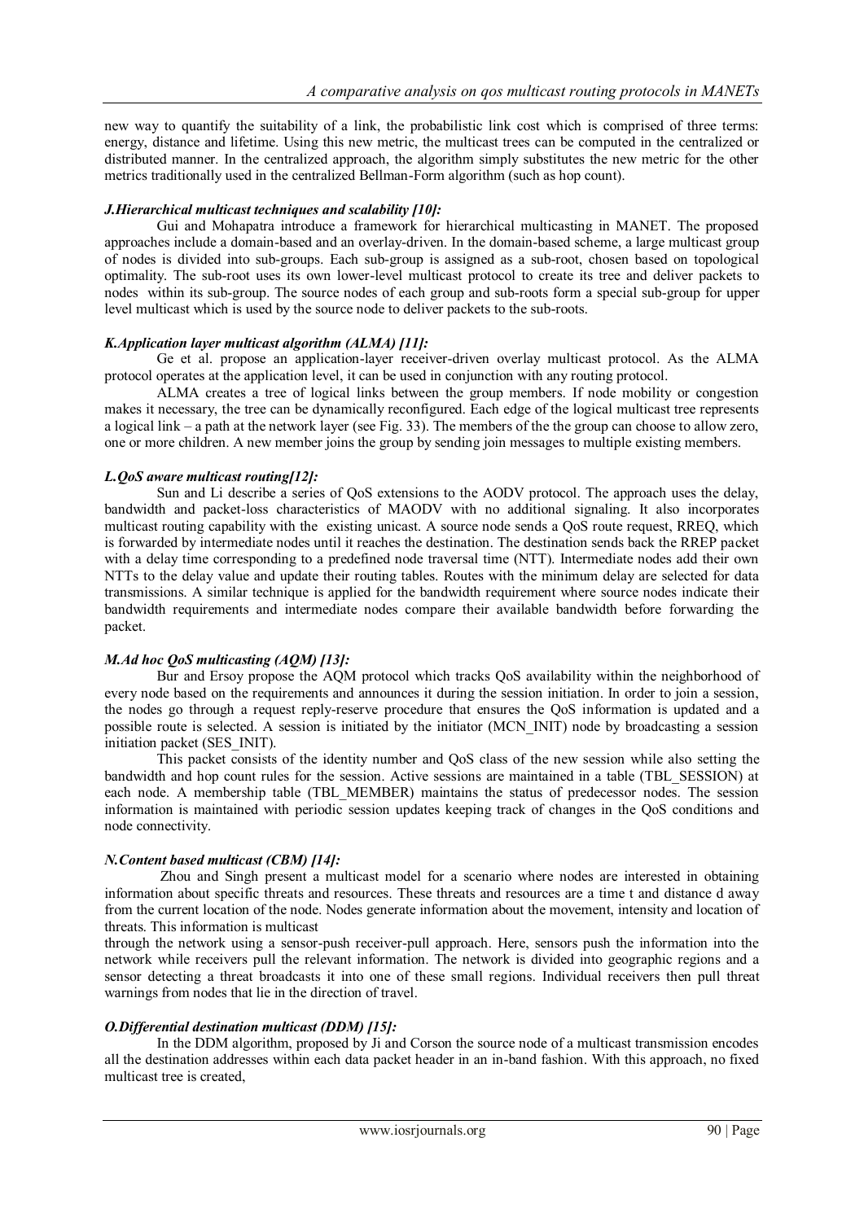new way to quantify the suitability of a link, the probabilistic link cost which is comprised of three terms: energy, distance and lifetime. Using this new metric, the multicast trees can be computed in the centralized or distributed manner. In the centralized approach, the algorithm simply substitutes the new metric for the other metrics traditionally used in the centralized Bellman-Form algorithm (such as hop count).

### *J.Hierarchical multicast techniques and scalability [10]:*

Gui and Mohapatra introduce a framework for hierarchical multicasting in MANET. The proposed approaches include a domain-based and an overlay-driven. In the domain-based scheme, a large multicast group of nodes is divided into sub-groups. Each sub-group is assigned as a sub-root, chosen based on topological optimality. The sub-root uses its own lower-level multicast protocol to create its tree and deliver packets to nodes within its sub-group. The source nodes of each group and sub-roots form a special sub-group for upper level multicast which is used by the source node to deliver packets to the sub-roots.

### *K.Application layer multicast algorithm (ALMA) [11]:*

Ge et al. propose an application-layer receiver-driven overlay multicast protocol. As the ALMA protocol operates at the application level, it can be used in conjunction with any routing protocol.

ALMA creates a tree of logical links between the group members. If node mobility or congestion makes it necessary, the tree can be dynamically reconfigured. Each edge of the logical multicast tree represents a logical link – a path at the network layer (see Fig. 33). The members of the the group can choose to allow zero, one or more children. A new member joins the group by sending join messages to multiple existing members.

### *L.QoS aware multicast routing[12]:*

Sun and Li describe a series of QoS extensions to the AODV protocol. The approach uses the delay, bandwidth and packet-loss characteristics of MAODV with no additional signaling. It also incorporates multicast routing capability with the existing unicast. A source node sends a QoS route request, RREQ, which is forwarded by intermediate nodes until it reaches the destination. The destination sends back the RREP packet with a delay time corresponding to a predefined node traversal time (NTT). Intermediate nodes add their own NTTs to the delay value and update their routing tables. Routes with the minimum delay are selected for data transmissions. A similar technique is applied for the bandwidth requirement where source nodes indicate their bandwidth requirements and intermediate nodes compare their available bandwidth before forwarding the packet.

### *M.Ad hoc QoS multicasting (AQM) [13]:*

Bur and Ersoy propose the AQM protocol which tracks QoS availability within the neighborhood of every node based on the requirements and announces it during the session initiation. In order to join a session, the nodes go through a request reply-reserve procedure that ensures the QoS information is updated and a possible route is selected. A session is initiated by the initiator (MCN_INIT) node by broadcasting a session initiation packet (SES_INIT).

This packet consists of the identity number and QoS class of the new session while also setting the bandwidth and hop count rules for the session. Active sessions are maintained in a table (TBL_SESSION) at each node. A membership table (TBL_MEMBER) maintains the status of predecessor nodes. The session information is maintained with periodic session updates keeping track of changes in the QoS conditions and node connectivity.

### *N.Content based multicast (CBM) [14]:*

Zhou and Singh present a multicast model for a scenario where nodes are interested in obtaining information about specific threats and resources. These threats and resources are a time t and distance d away from the current location of the node. Nodes generate information about the movement, intensity and location of threats. This information is multicast

through the network using a sensor-push receiver-pull approach. Here, sensors push the information into the network while receivers pull the relevant information. The network is divided into geographic regions and a sensor detecting a threat broadcasts it into one of these small regions. Individual receivers then pull threat warnings from nodes that lie in the direction of travel.

### *O.Differential destination multicast (DDM) [15]:*

In the DDM algorithm, proposed by Ji and Corson the source node of a multicast transmission encodes all the destination addresses within each data packet header in an in-band fashion. With this approach, no fixed multicast tree is created,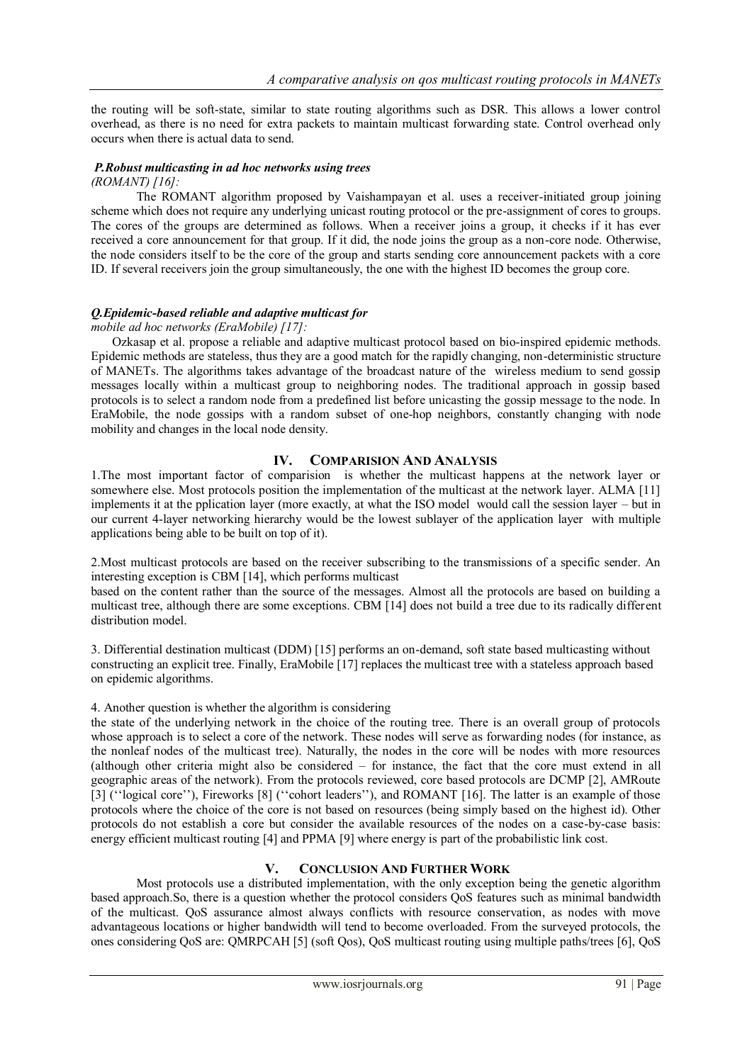the routing will be soft-state, similar to state routing algorithms such as DSR. This allows a lower control overhead, as there is no need for extra packets to maintain multicast forwarding state. Control overhead only occurs when there is actual data to send.

### *P.Robust multicasting in ad hoc networks using trees (ROMANT) [16]:*

The ROMANT algorithm proposed by Vaishampayan et al. uses a receiver-initiated group joining scheme which does not require any underlying unicast routing protocol or the pre-assignment of cores to groups. The cores of the groups are determined as follows. When a receiver joins a group, it checks if it has ever received a core announcement for that group. If it did, the node joins the group as a non-core node. Otherwise, the node considers itself to be the core of the group and starts sending core announcement packets with a core ID. If several receivers join the group simultaneously, the one with the highest ID becomes the group core.

### *Q.Epidemic-based reliable and adaptive multicast for mobile ad hoc networks (EraMobile) [17]:*

Ozkasap et al. propose a reliable and adaptive multicast protocol based on bio-inspired epidemic methods. Epidemic methods are stateless, thus they are a good match for the rapidly changing, non-deterministic structure of MANETs. The algorithms takes advantage of the broadcast nature of the wireless medium to send gossip messages locally within a multicast group to neighboring nodes. The traditional approach in gossip based protocols is to select a random node from a predefined list before unicasting the gossip message to the node. In EraMobile, the node gossips with a random subset of one-hop neighbors, constantly changing with node mobility and changes in the local node density.

## IV. COMPARISION AND ANALYSIS

1.The most important factor of comparision is whether the multicast happens at the network layer or somewhere else. Most protocols position the implementation of the multicast at the network layer. ALMA [11] implements it at the pplication layer (more exactly, at what the ISO model would call the session layer – but in our current 4-layer networking hierarchy would be the lowest sublayer of the application layer with multiple applications being able to be built on top of it).

2.Most multicast protocols are based on the receiver subscribing to the transmissions of a specific sender. An interesting exception is CBM [14], which performs multicast based on the content rather than the source of the messages. Almost all the protocols are based on building a multicast tree, although there are some exceptions. CBM [14] does not build a tree due to its radically different distribution model.

3. Differential destination multicast (DDM) [15] performs an on-demand, soft state based multicasting without constructing an explicit tree. Finally, EraMobile [17] replaces the multicast tree with a stateless approach based on epidemic algorithms.

4. Another question is whether the algorithm is considering the state of the underlying network in the choice of the routing tree. There is an overall group of protocols whose approach is to select a core of the network. These nodes will serve as forwarding nodes (for instance, as the nonleaf nodes of the multicast tree). Naturally, the nodes in the core will be nodes with more resources (although other criteria might also be considered – for instance, the fact that the core must extend in all geographic areas of the network). From the protocols reviewed, core based protocols are DCMP [2], AMRoute [3] (''logical core''), Fireworks [8] (''cohort leaders''), and ROMANT [16]. The latter is an example of those protocols where the choice of the core is not based on resources (being simply based on the highest id). Other protocols do not establish a core but consider the available resources of the nodes on a case-by-case basis: energy efficient multicast routing [4] and PPMA [9] where energy is part of the probabilistic link cost.

## V. CONCLUSION AND FURTHER WORK

Most protocols use a distributed implementation, with the only exception being the genetic algorithm based approach.So, there is a question whether the protocol considers QoS features such as minimal bandwidth of the multicast. QoS assurance almost always conflicts with resource conservation, as nodes with move advantageous locations or higher bandwidth will tend to become overloaded. From the surveyed protocols, the ones considering QoS are: QMRPCAH [5] (soft Qos), QoS multicast routing using multiple paths/trees [6], QoS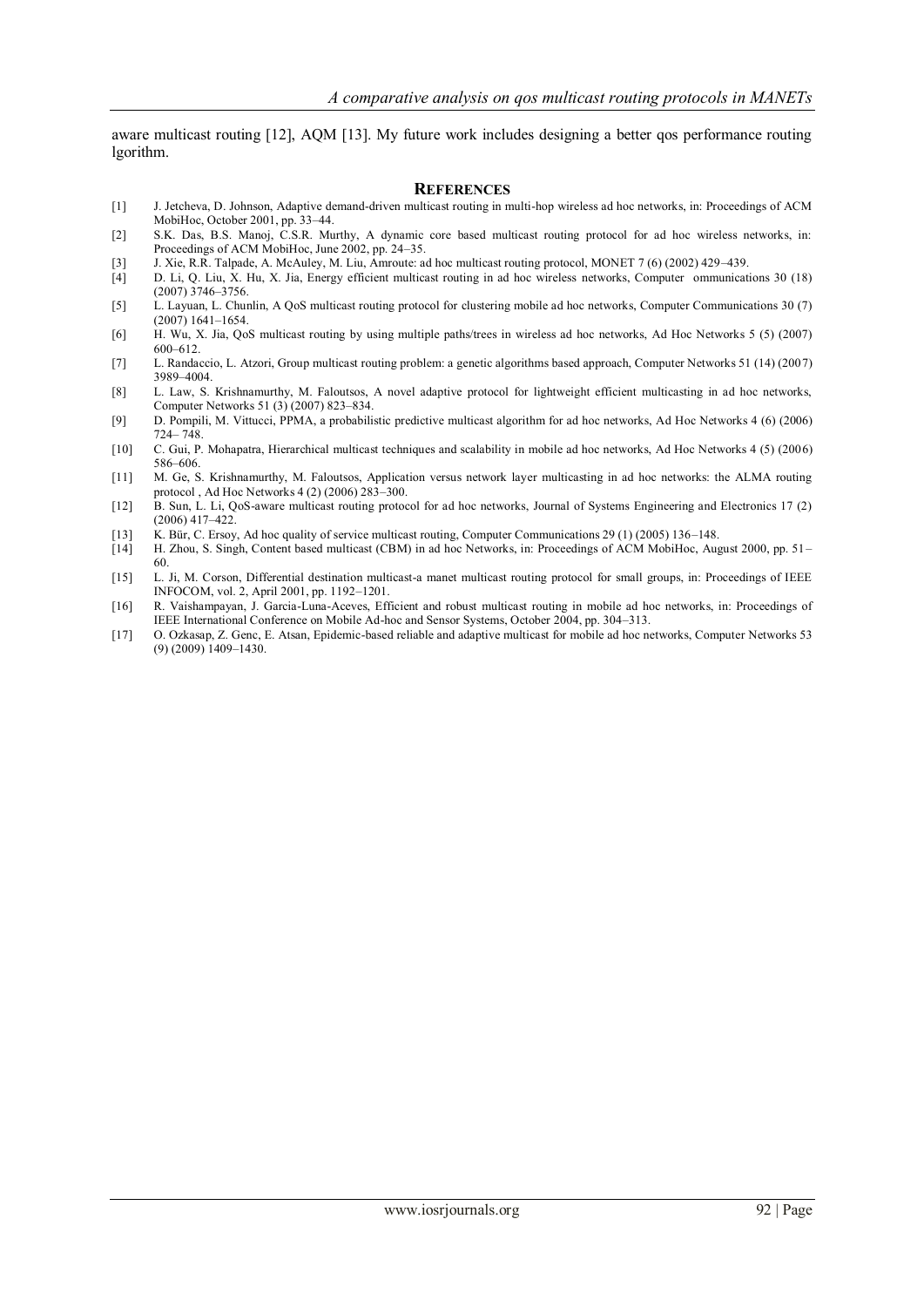aware multicast routing [12], AQM [13]. My future work includes designing a better qos performance routing lgorithm.

## REFERENCES

[1] J. Jetcheva, D. Johnson, Adaptive demand-driven multicast routing in multi-hop wireless ad hoc networks, in: Proceedings of ACM MobiHoc, October 2001, pp. 33–44.

[2] S.K. Das, B.S. Manoj, C.S.R. Murthy, A dynamic core based multicast routing protocol for ad hoc wireless networks, in: Proceedings of ACM MobiHoc, June 2002, pp. 24–35.

[3] J. Xie, R.R. Talpade, A. McAuley, M. Liu, Amroute: ad hoc multicast routing protocol, MONET 7 (6) (2002) 429–439.

[4] D. Li, Q. Liu, X. Hu, X. Jia, Energy efficient multicast routing in ad hoc wireless networks, Computer ommunications 30 (18) (2007) 3746–3756.

[5] L. Layuan, L. Chunlin, A QoS multicast routing protocol for clustering mobile ad hoc networks, Computer Communications 30 (7) (2007) 1641–1654.

[6] H. Wu, X. Jia, QoS multicast routing by using multiple paths/trees in wireless ad hoc networks, Ad Hoc Networks 5 (5) (2007) 600–612.

[7] L. Randaccio, L. Atzori, Group multicast routing problem: a genetic algorithms based approach, Computer Networks 51 (14) (2007) 3989–4004.

[8] L. Law, S. Krishnamurthy, M. Faloutsos, A novel adaptive protocol for lightweight efficient multicasting in ad hoc networks, Computer Networks 51 (3) (2007) 823–834.

[9] D. Pompili, M. Vittucci, PPMA, a probabilistic predictive multicast algorithm for ad hoc networks, Ad Hoc Networks 4 (6) (2006) 724– 748.

[10] C. Gui, P. Mohapatra, Hierarchical multicast techniques and scalability in mobile ad hoc networks, Ad Hoc Networks 4 (5) (2006) 586–606.

[11] M. Ge, S. Krishnamurthy, M. Faloutsos, Application versus network layer multicasting in ad hoc networks: the ALMA routing protocol , Ad Hoc Networks 4 (2) (2006) 283–300.

[12] B. Sun, L. Li, QoS-aware multicast routing protocol for ad hoc networks, Journal of Systems Engineering and Electronics 17 (2) (2006) 417–422.

[13] K. Bür, C. Ersoy, Ad hoc quality of service multicast routing, Computer Communications 29 (1) (2005) 136–148.

[14] H. Zhou, S. Singh, Content based multicast (CBM) in ad hoc Networks, in: Proceedings of ACM MobiHoc, August 2000, pp. 51–60.

[15] L. Ji, M. Corson, Differential destination multicast-a manet multicast routing protocol for small groups, in: Proceedings of IEEE INFOCOM, vol. 2, April 2001, pp. 1192–1201.

[16] R. Vaishampayan, J. Garcia-Luna-Aceves, Efficient and robust multicast routing in mobile ad hoc networks, in: Proceedings of IEEE International Conference on Mobile Ad-hoc and Sensor Systems, October 2004, pp. 304–313.

[17] O. Ozkasap, Z. Genc, E. Atsan, Epidemic-based reliable and adaptive multicast for mobile ad hoc networks, Computer Networks 53 (9) (2009) 1409–1430.